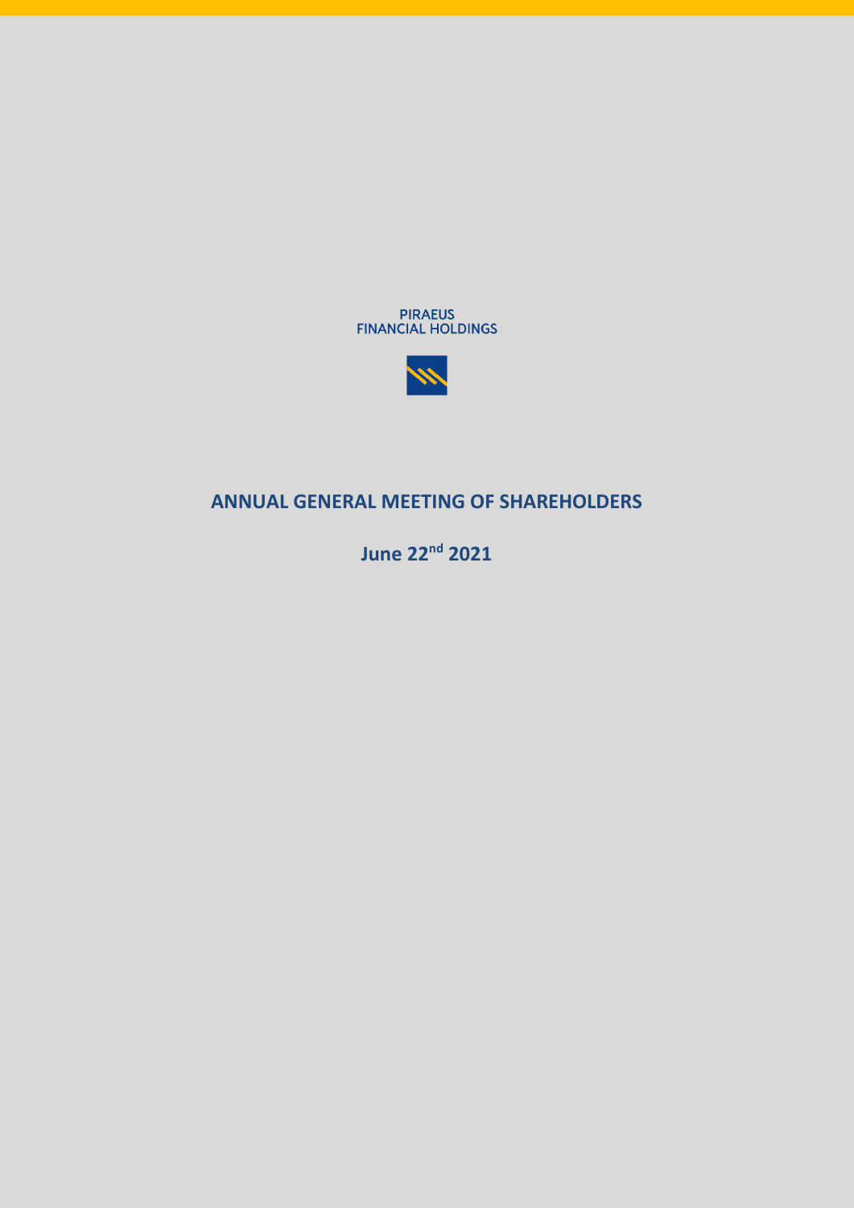PIRAEUS
FINANCIAL HOLDINGS

# ANNUAL GENERAL MEETING OF SHAREHOLDERS

## June 22nd 2021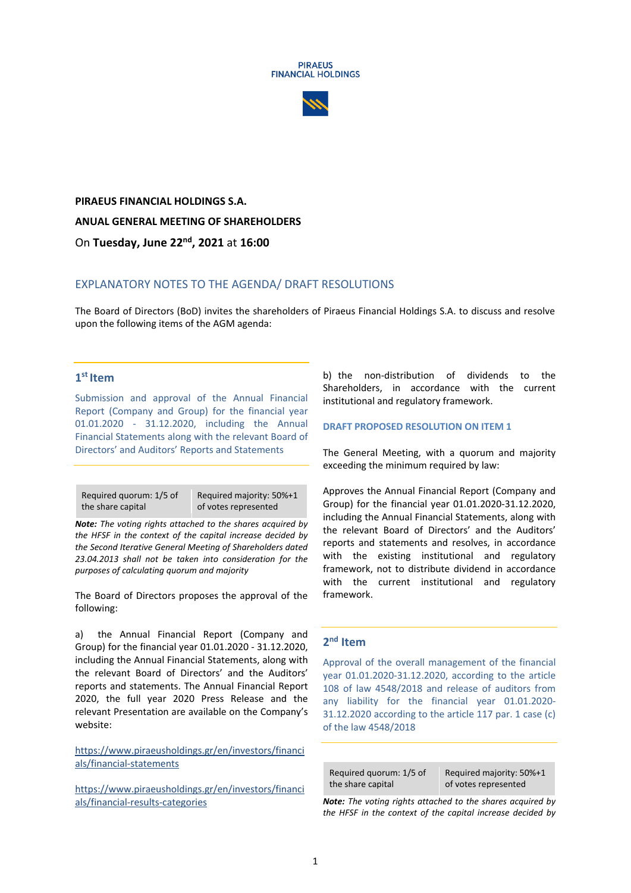PIRAEUS FINANCIAL HOLDINGS

**PIRAEUS FINANCIAL HOLDINGS S.A.**

**ANUAL GENERAL MEETING OF SHAREHOLDERS**

On **Tuesday, June 22nd, 2021** at **16:00**

## EXPLANATORY NOTES TO THE AGENDA/ DRAFT RESOLUTIONS

The Board of Directors (BoD) invites the shareholders of Piraeus Financial Holdings S.A. to discuss and resolve upon the following items of the AGM agenda:

### 1st Item

Submission and approval of the Annual Financial Report (Company and Group) for the financial year 01.01.2020 - 31.12.2020, including the Annual Financial Statements along with the relevant Board of Directors' and Auditors' Reports and Statements

| Required quorum: 1/5 of the share capital | Required majority: 50%+1 of votes represented |
| --- | --- |

***Note:*** *The voting rights attached to the shares acquired by the HFSF in the context of the capital increase decided by the Second Iterative General Meeting of Shareholders dated 23.04.2013 shall not be taken into consideration for the purposes of calculating quorum and majority*

The Board of Directors proposes the approval of the following:

a) the Annual Financial Report (Company and Group) for the financial year 01.01.2020 - 31.12.2020, including the Annual Financial Statements, along with the relevant Board of Directors' and the Auditors' reports and statements. The Annual Financial Report 2020, the full year 2020 Press Release and the relevant Presentation are available on the Company's website:

https://www.piraeusholdings.gr/en/investors/financials/financial-statements

https://www.piraeusholdings.gr/en/investors/financials/financial-results-categories

b) the non-distribution of dividends to the Shareholders, in accordance with the current institutional and regulatory framework.

**DRAFT PROPOSED RESOLUTION ON ITEM 1**

The General Meeting, with a quorum and majority exceeding the minimum required by law:

Approves the Annual Financial Report (Company and Group) for the financial year 01.01.2020-31.12.2020, including the Annual Financial Statements, along with the relevant Board of Directors' and the Auditors' reports and statements and resolves, in accordance with the existing institutional and regulatory framework, not to distribute dividend in accordance with the current institutional and regulatory framework.

### 2nd Item

Approval of the overall management of the financial year 01.01.2020-31.12.2020, according to the article 108 of law 4548/2018 and release of auditors from any liability for the financial year 01.01.2020-31.12.2020 according to the article 117 par. 1 case (c) of the law 4548/2018

| Required quorum: 1/5 of the share capital | Required majority: 50%+1 of votes represented |
| --- | --- |

***Note:*** *The voting rights attached to the shares acquired by the HFSF in the context of the capital increase decided by*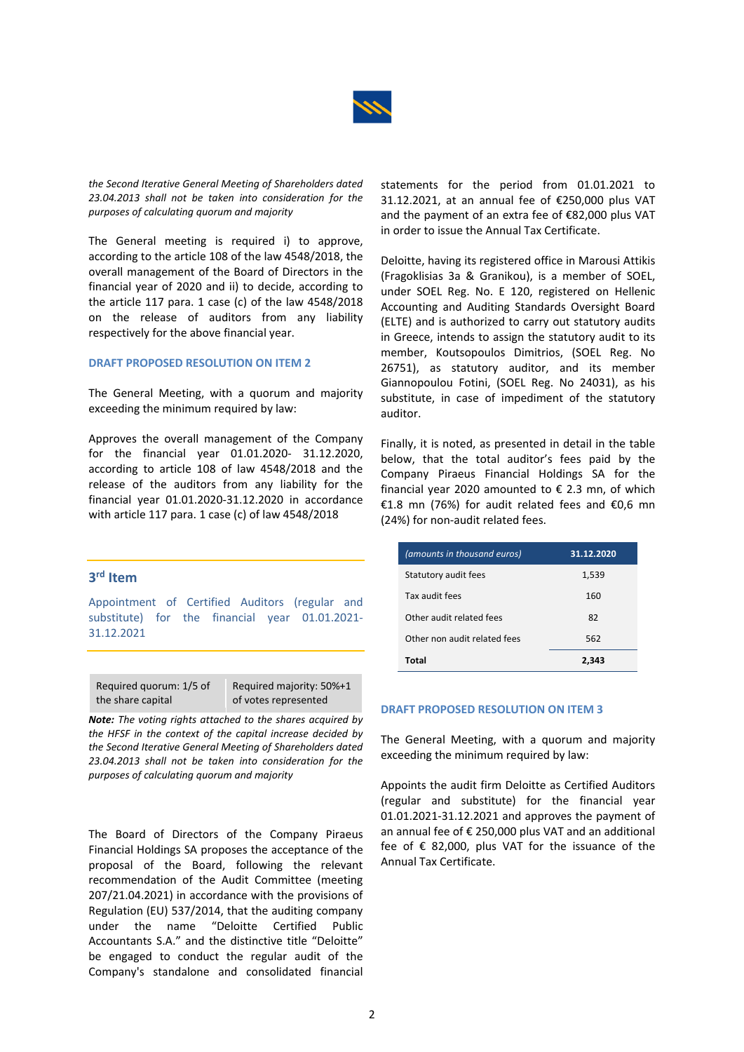*the Second Iterative General Meeting of Shareholders dated 23.04.2013 shall not be taken into consideration for the purposes of calculating quorum and majority*

The General meeting is required i) to approve, according to the article 108 of the law 4548/2018, the overall management of the Board of Directors in the financial year of 2020 and ii) to decide, according to the article 117 para. 1 case (c) of the law 4548/2018 on the release of auditors from any liability respectively for the above financial year.

#### DRAFT PROPOSED RESOLUTION ON ITEM 2

The General Meeting, with a quorum and majority exceeding the minimum required by law:

Approves the overall management of the Company for the financial year 01.01.2020- 31.12.2020, according to article 108 of law 4548/2018 and the release of the auditors from any liability for the financial year 01.01.2020-31.12.2020 in accordance with article 117 para. 1 case (c) of law 4548/2018

## 3rd Item

### Appointment of Certified Auditors (regular and substitute) for the financial year 01.01.2021-31.12.2021

| Required quorum: 1/5 of the share capital | Required majority: 50%+1 of votes represented |
|---|---|

***Note:*** *The voting rights attached to the shares acquired by the HFSF in the context of the capital increase decided by the Second Iterative General Meeting of Shareholders dated 23.04.2013 shall not be taken into consideration for the purposes of calculating quorum and majority*

The Board of Directors of the Company Piraeus Financial Holdings SA proposes the acceptance of the proposal of the Board, following the relevant recommendation of the Audit Committee (meeting 207/21.04.2021) in accordance with the provisions of Regulation (EU) 537/2014, that the auditing company under the name "Deloitte Certified Public Accountants S.A." and the distinctive title "Deloitte" be engaged to conduct the regular audit of the Company's standalone and consolidated financial statements for the period from 01.01.2021 to 31.12.2021, at an annual fee of €250,000 plus VAT and the payment of an extra fee of €82,000 plus VAT in order to issue the Annual Tax Certificate.

Deloitte, having its registered office in Marousi Attikis (Fragoklisias 3a & Granikou), is a member of SOEL, under SOEL Reg. No. E 120, registered on Hellenic Accounting and Auditing Standards Oversight Board (ELTE) and is authorized to carry out statutory audits in Greece, intends to assign the statutory audit to its member, Koutsopoulos Dimitrios, (SOEL Reg. No 26751), as statutory auditor, and its member Giannopoulou Fotini, (SOEL Reg. No 24031), as his substitute, in case of impediment of the statutory auditor.

Finally, it is noted, as presented in detail in the table below, that the total auditor's fees paid by the Company Piraeus Financial Holdings SA for the financial year 2020 amounted to € 2.3 mn, of which €1.8 mn (76%) for audit related fees and €0,6 mn (24%) for non-audit related fees.

| *(amounts in thousand euros)* | 31.12.2020 |
|---|---|
| Statutory audit fees | 1,539 |
| Tax audit fees | 160 |
| Other audit related fees | 82 |
| Other non audit related fees | 562 |
| **Total** | **2,343** |

#### DRAFT PROPOSED RESOLUTION ON ITEM 3

The General Meeting, with a quorum and majority exceeding the minimum required by law:

Appoints the audit firm Deloitte as Certified Auditors (regular and substitute) for the financial year 01.01.2021-31.12.2021 and approves the payment of an annual fee of € 250,000 plus VAT and an additional fee of € 82,000, plus VAT for the issuance of the Annual Tax Certificate.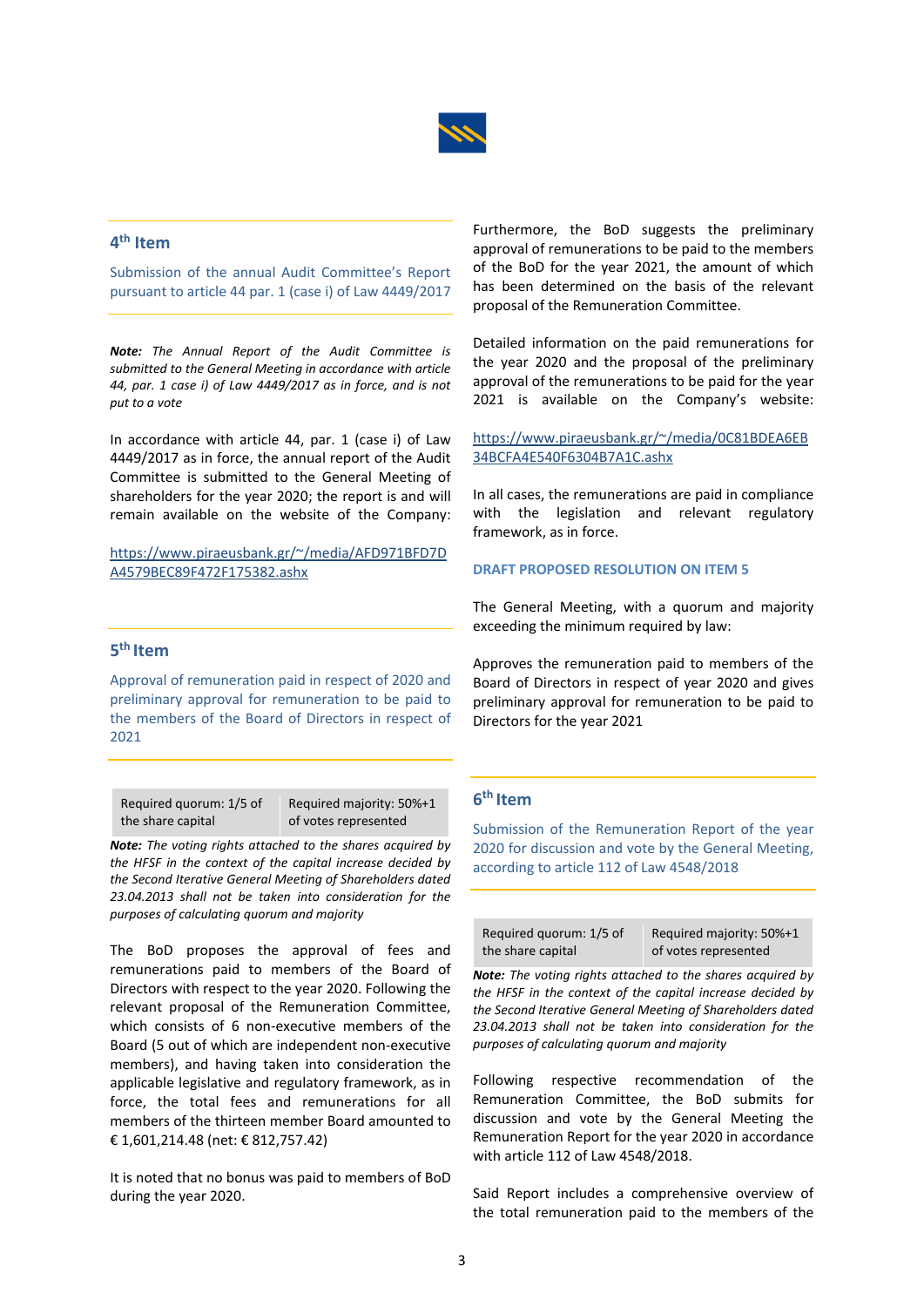## 4th Item

Submission of the annual Audit Committee's Report pursuant to article 44 par. 1 (case i) of Law 4449/2017

***Note:*** *The Annual Report of the Audit Committee is submitted to the General Meeting in accordance with article 44, par. 1 case i) of Law 4449/2017 as in force, and is not put to a vote*

In accordance with article 44, par. 1 (case i) of Law 4449/2017 as in force, the annual report of the Audit Committee is submitted to the General Meeting of shareholders for the year 2020; the report is and will remain available on the website of the Company:

https://www.piraeusbank.gr/~/media/AFD971BFD7DA4579BEC89F472F175382.ashx

## 5th Item

Approval of remuneration paid in respect of 2020 and preliminary approval for remuneration to be paid to the members of the Board of Directors in respect of 2021

| Required quorum: 1/5 of the share capital | Required majority: 50%+1 of votes represented |
|---|---|

***Note:*** *The voting rights attached to the shares acquired by the HFSF in the context of the capital increase decided by the Second Iterative General Meeting of Shareholders dated 23.04.2013 shall not be taken into consideration for the purposes of calculating quorum and majority*

The BoD proposes the approval of fees and remunerations paid to members of the Board of Directors with respect to the year 2020. Following the relevant proposal of the Remuneration Committee, which consists of 6 non-executive members of the Board (5 out of which are independent non-executive members), and having taken into consideration the applicable legislative and regulatory framework, as in force, the total fees and remunerations for all members of the thirteen member Board amounted to € 1,601,214.48 (net: € 812,757.42)

It is noted that no bonus was paid to members of BoD during the year 2020.

Furthermore, the BoD suggests the preliminary approval of remunerations to be paid to the members of the BoD for the year 2021, the amount of which has been determined on the basis of the relevant proposal of the Remuneration Committee.

Detailed information on the paid remunerations for the year 2020 and the proposal of the preliminary approval of the remunerations to be paid for the year 2021 is available on the Company's website:

https://www.piraeusbank.gr/~/media/0C81BDEA6EB34BCFA4E540F6304B7A1C.ashx

In all cases, the remunerations are paid in compliance with the legislation and relevant regulatory framework, as in force.

**DRAFT PROPOSED RESOLUTION ON ITEM 5**

The General Meeting, with a quorum and majority exceeding the minimum required by law:

Approves the remuneration paid to members of the Board of Directors in respect of year 2020 and gives preliminary approval for remuneration to be paid to Directors for the year 2021

## 6th Item

Submission of the Remuneration Report of the year 2020 for discussion and vote by the General Meeting, according to article 112 of Law 4548/2018

| Required quorum: 1/5 of the share capital | Required majority: 50%+1 of votes represented |
|---|---|

***Note:*** *The voting rights attached to the shares acquired by the HFSF in the context of the capital increase decided by the Second Iterative General Meeting of Shareholders dated 23.04.2013 shall not be taken into consideration for the purposes of calculating quorum and majority*

Following respective recommendation of the Remuneration Committee, the BoD submits for discussion and vote by the General Meeting the Remuneration Report for the year 2020 in accordance with article 112 of Law 4548/2018.

Said Report includes a comprehensive overview of the total remuneration paid to the members of the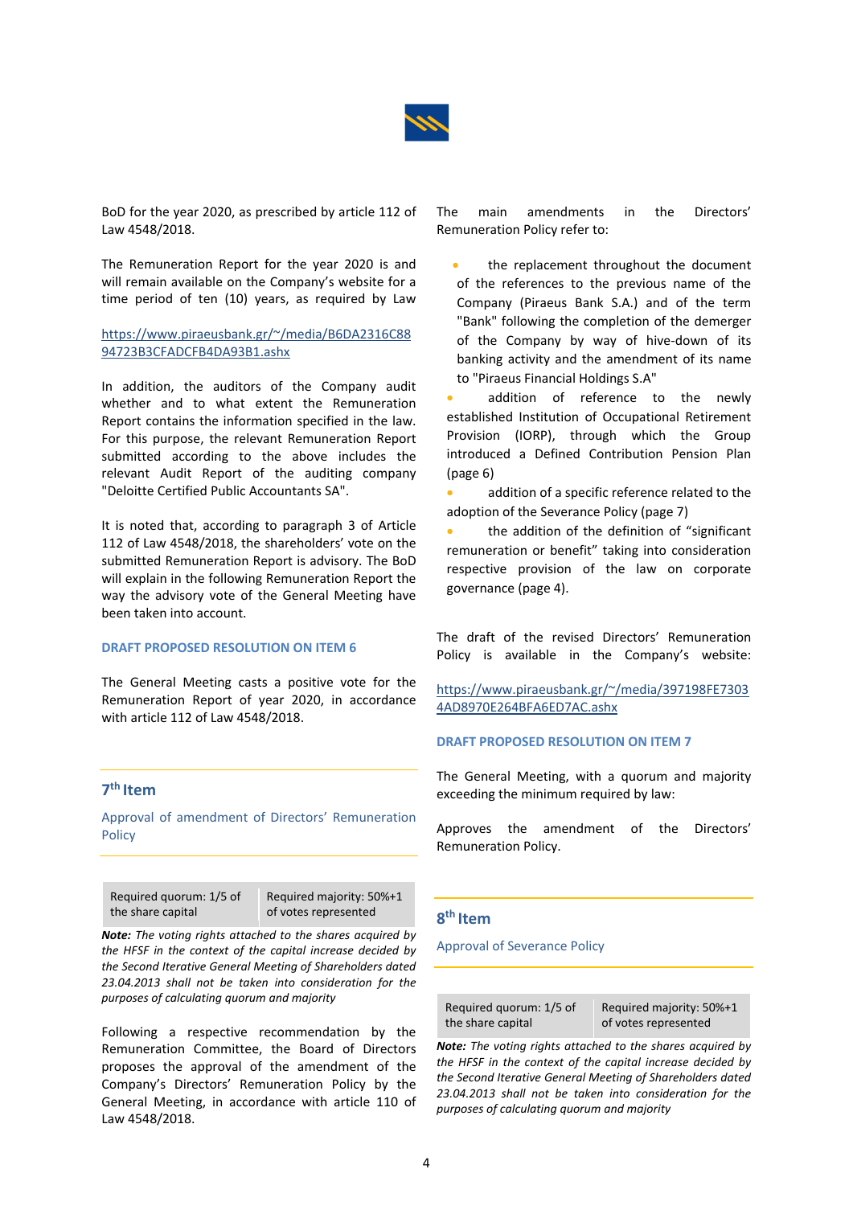BoD for the year 2020, as prescribed by article 112 of Law 4548/2018.

The Remuneration Report for the year 2020 is and will remain available on the Company's website for a time period of ten (10) years, as required by Law

[https://www.piraeusbank.gr/~/media/B6DA2316C8894723B3CFADCFB4DA93B1.ashx](https://www.piraeusbank.gr/~/media/B6DA2316C8894723B3CFADCFB4DA93B1.ashx)

In addition, the auditors of the Company audit whether and to what extent the Remuneration Report contains the information specified in the law. For this purpose, the relevant Remuneration Report submitted according to the above includes the relevant Audit Report of the auditing company "Deloitte Certified Public Accountants SA".

It is noted that, according to paragraph 3 of Article 112 of Law 4548/2018, the shareholders' vote on the submitted Remuneration Report is advisory. The BoD will explain in the following Remuneration Report the way the advisory vote of the General Meeting have been taken into account.

**DRAFT PROPOSED RESOLUTION ON ITEM 6**

The General Meeting casts a positive vote for the Remuneration Report of year 2020, in accordance with article 112 of Law 4548/2018.

## 7th Item

Approval of amendment of Directors' Remuneration Policy

| Required quorum: 1/5 of the share capital | Required majority: 50%+1 of votes represented |
| --- | --- |

***Note:*** *The voting rights attached to the shares acquired by the HFSF in the context of the capital increase decided by the Second Iterative General Meeting of Shareholders dated 23.04.2013 shall not be taken into consideration for the purposes of calculating quorum and majority*

Following a respective recommendation by the Remuneration Committee, the Board of Directors proposes the approval of the amendment of the Company's Directors' Remuneration Policy by the General Meeting, in accordance with article 110 of Law 4548/2018.

The main amendments in the Directors' Remuneration Policy refer to:

- the replacement throughout the document of the references to the previous name of the Company (Piraeus Bank S.A.) and of the term "Bank" following the completion of the demerger of the Company by way of hive-down of its banking activity and the amendment of its name to "Piraeus Financial Holdings S.A"
- addition of reference to the newly established Institution of Occupational Retirement Provision (IORP), through which the Group introduced a Defined Contribution Pension Plan (page 6)
- addition of a specific reference related to the adoption of the Severance Policy (page 7)
- the addition of the definition of "significant remuneration or benefit" taking into consideration respective provision of the law on corporate governance (page 4).

The draft of the revised Directors' Remuneration Policy is available in the Company's website:

[https://www.piraeusbank.gr/~/media/397198FE73034AD8970E264BFA6ED7AC.ashx](https://www.piraeusbank.gr/~/media/397198FE73034AD8970E264BFA6ED7AC.ashx)

**DRAFT PROPOSED RESOLUTION ON ITEM 7**

The General Meeting, with a quorum and majority exceeding the minimum required by law:

Approves the amendment of the Directors' Remuneration Policy.

## 8th Item

Approval of Severance Policy

| Required quorum: 1/5 of the share capital | Required majority: 50%+1 of votes represented |
| --- | --- |

***Note:*** *The voting rights attached to the shares acquired by the HFSF in the context of the capital increase decided by the Second Iterative General Meeting of Shareholders dated 23.04.2013 shall not be taken into consideration for the purposes of calculating quorum and majority*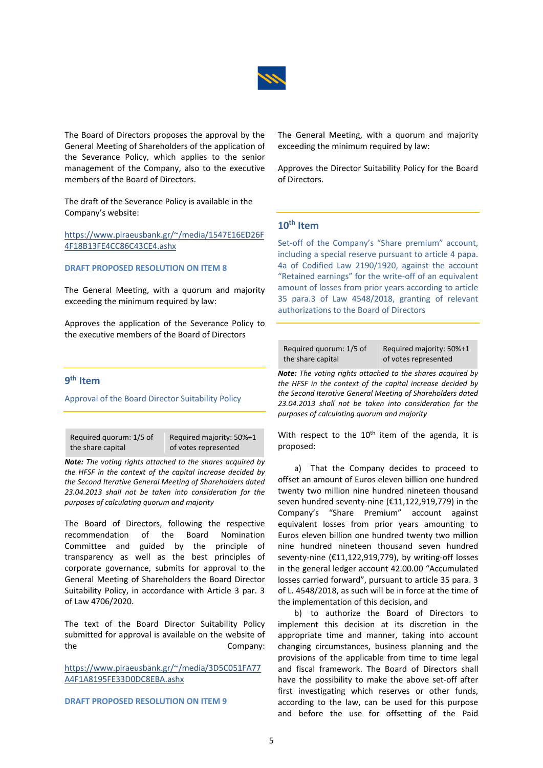The Board of Directors proposes the approval by the General Meeting of Shareholders of the application of the Severance Policy, which applies to the senior management of the Company, also to the executive members of the Board of Directors.

The draft of the Severance Policy is available in the Company's website:

https://www.piraeusbank.gr/~/media/1547E16ED26F4F18B13FE4CC86C43CE4.ashx

**DRAFT PROPOSED RESOLUTION ON ITEM 8**

The General Meeting, with a quorum and majority exceeding the minimum required by law:

Approves the application of the Severance Policy to the executive members of the Board of Directors

## 9th Item

Approval of the Board Director Suitability Policy

| Required quorum: 1/5 of the share capital | Required majority: 50%+1 of votes represented |
|---|---|

***Note:*** *The voting rights attached to the shares acquired by the HFSF in the context of the capital increase decided by the Second Iterative General Meeting of Shareholders dated 23.04.2013 shall not be taken into consideration for the purposes of calculating quorum and majority*

The Board of Directors, following the respective recommendation of the Board Nomination Committee and guided by the principle of transparency as well as the best principles of corporate governance, submits for approval to the General Meeting of Shareholders the Board Director Suitability Policy, in accordance with Article 3 par. 3 of Law 4706/2020.

The text of the Board Director Suitability Policy submitted for approval is available on the website of the Company:

https://www.piraeusbank.gr/~/media/3D5C051FA77A4F1A8195FE33D0DC8EBA.ashx

**DRAFT PROPOSED RESOLUTION ON ITEM 9**

The General Meeting, with a quorum and majority exceeding the minimum required by law:

Approves the Director Suitability Policy for the Board of Directors.

## 10th Item

Set-off of the Company's "Share premium" account, including a special reserve pursuant to article 4 papa. 4a of Codified Law 2190/1920, against the account "Retained earnings" for the write-off of an equivalent amount of losses from prior years according to article 35 para.3 of Law 4548/2018, granting of relevant authorizations to the Board of Directors

| Required quorum: 1/5 of the share capital | Required majority: 50%+1 of votes represented |
|---|---|

***Note:*** *The voting rights attached to the shares acquired by the HFSF in the context of the capital increase decided by the Second Iterative General Meeting of Shareholders dated 23.04.2013 shall not be taken into consideration for the purposes of calculating quorum and majority*

With respect to the 10th item of the agenda, it is proposed:

a) That the Company decides to proceed to offset an amount of Euros eleven billion one hundred twenty two million nine hundred nineteen thousand seven hundred seventy-nine (€11,122,919,779) in the Company's "Share Premium" account against equivalent losses from prior years amounting to Euros eleven billion one hundred twenty two million nine hundred nineteen thousand seven hundred seventy-nine (€11,122,919,779), by writing-off losses in the general ledger account 42.00.00 "Accumulated losses carried forward", pursuant to article 35 para. 3 of L. 4548/2018, as such will be in force at the time of the implementation of this decision, and

b) to authorize the Board of Directors to implement this decision at its discretion in the appropriate time and manner, taking into account changing circumstances, business planning and the provisions of the applicable from time to time legal and fiscal framework. The Board of Directors shall have the possibility to make the above set-off after first investigating which reserves or other funds, according to the law, can be used for this purpose and before the use for offsetting of the Paid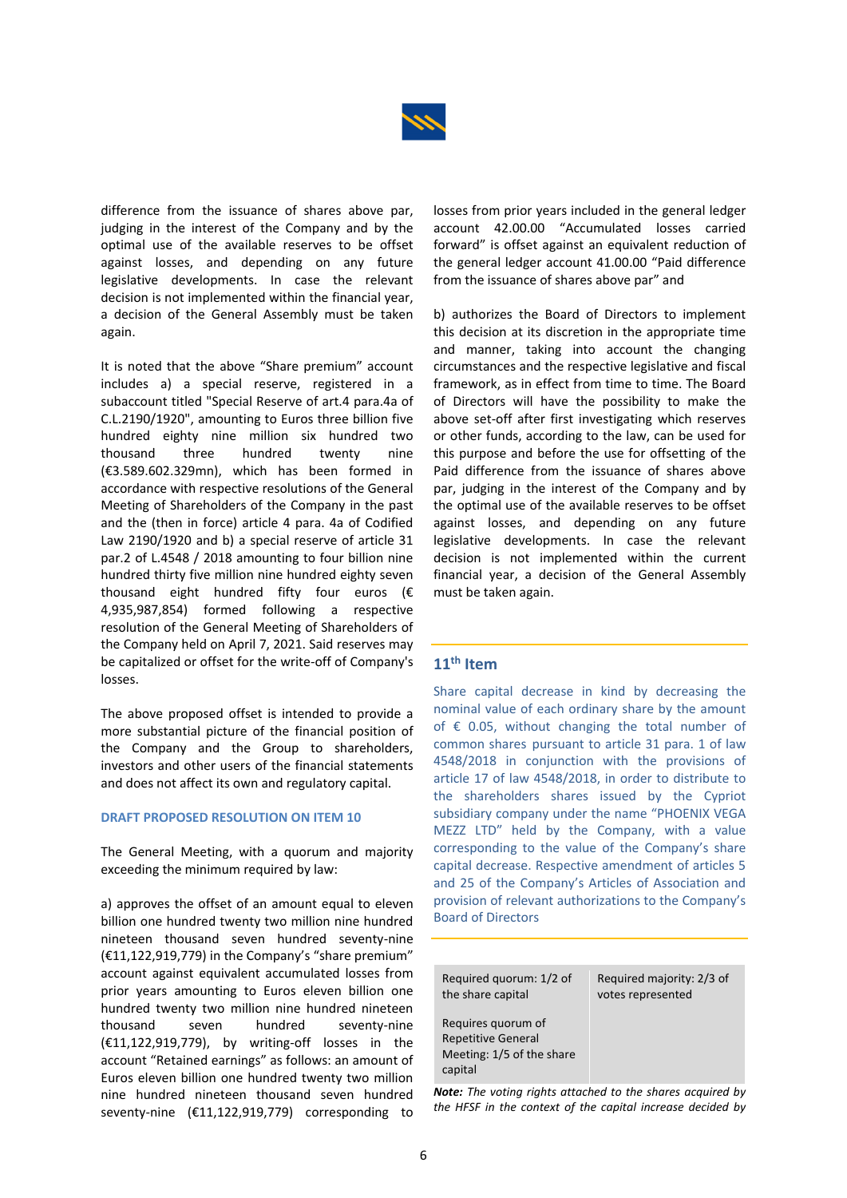difference from the issuance of shares above par, judging in the interest of the Company and by the optimal use of the available reserves to be offset against losses, and depending on any future legislative developments. In case the relevant decision is not implemented within the financial year, a decision of the General Assembly must be taken again.

It is noted that the above "Share premium" account includes a) a special reserve, registered in a subaccount titled "Special Reserve of art.4 para.4a of C.L.2190/1920", amounting to Euros three billion five hundred eighty nine million six hundred two thousand three hundred twenty nine (€3.589.602.329mn), which has been formed in accordance with respective resolutions of the General Meeting of Shareholders of the Company in the past and the (then in force) article 4 para. 4a of Codified Law 2190/1920 and b) a special reserve of article 31 par.2 of L.4548 / 2018 amounting to four billion nine hundred thirty five million nine hundred eighty seven thousand eight hundred fifty four euros (€ 4,935,987,854) formed following a respective resolution of the General Meeting of Shareholders of the Company held on April 7, 2021. Said reserves may be capitalized or offset for the write-off of Company's losses.

The above proposed offset is intended to provide a more substantial picture of the financial position of the Company and the Group to shareholders, investors and other users of the financial statements and does not affect its own and regulatory capital.

**DRAFT PROPOSED RESOLUTION ON ITEM 10**

The General Meeting, with a quorum and majority exceeding the minimum required by law:

a) approves the offset of an amount equal to eleven billion one hundred twenty two million nine hundred nineteen thousand seven hundred seventy-nine (€11,122,919,779) in the Company's "share premium" account against equivalent accumulated losses from prior years amounting to Euros eleven billion one hundred twenty two million nine hundred nineteen thousand seven hundred seventy-nine (€11,122,919,779), by writing-off losses in the account "Retained earnings" as follows: an amount of Euros eleven billion one hundred twenty two million nine hundred nineteen thousand seven hundred seventy-nine (€11,122,919,779) corresponding to losses from prior years included in the general ledger account 42.00.00 "Accumulated losses carried forward" is offset against an equivalent reduction of the general ledger account 41.00.00 "Paid difference from the issuance of shares above par" and

b) authorizes the Board of Directors to implement this decision at its discretion in the appropriate time and manner, taking into account the changing circumstances and the respective legislative and fiscal framework, as in effect from time to time. The Board of Directors will have the possibility to make the above set-off after first investigating which reserves or other funds, according to the law, can be used for this purpose and before the use for offsetting of the Paid difference from the issuance of shares above par, judging in the interest of the Company and by the optimal use of the available reserves to be offset against losses, and depending on any future legislative developments. In case the relevant decision is not implemented within the current financial year, a decision of the General Assembly must be taken again.

## 11th Item

Share capital decrease in kind by decreasing the nominal value of each ordinary share by the amount of € 0.05, without changing the total number of common shares pursuant to article 31 para. 1 of law 4548/2018 in conjunction with the provisions of article 17 of law 4548/2018, in order to distribute to the shareholders shares issued by the Cypriot subsidiary company under the name "PHOENIX VEGA MEZZ LTD" held by the Company, with a value corresponding to the value of the Company's share capital decrease. Respective amendment of articles 5 and 25 of the Company's Articles of Association and provision of relevant authorizations to the Company's Board of Directors

| Required quorum: 1/2 of the share capital<br><br>Requires quorum of Repetitive General Meeting: 1/5 of the share capital | Required majority: 2/3 of votes represented |
|---|---|

***Note:*** *The voting rights attached to the shares acquired by the HFSF in the context of the capital increase decided by*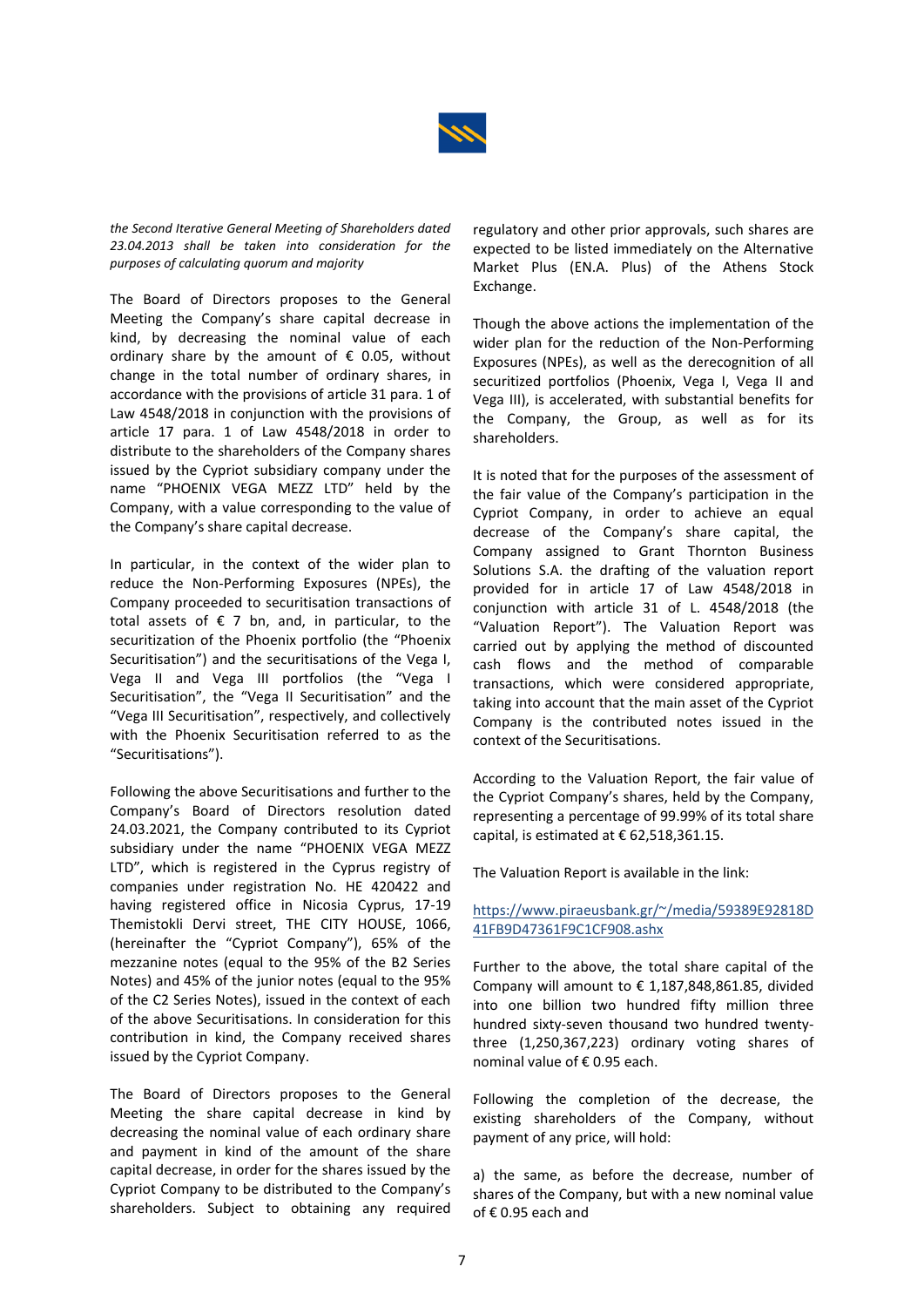*the Second Iterative General Meeting of Shareholders dated 23.04.2013 shall be taken into consideration for the purposes of calculating quorum and majority*

The Board of Directors proposes to the General Meeting the Company's share capital decrease in kind, by decreasing the nominal value of each ordinary share by the amount of € 0.05, without change in the total number of ordinary shares, in accordance with the provisions of article 31 para. 1 of Law 4548/2018 in conjunction with the provisions of article 17 para. 1 of Law 4548/2018 in order to distribute to the shareholders of the Company shares issued by the Cypriot subsidiary company under the name "PHOENIX VEGA MEZZ LTD" held by the Company, with a value corresponding to the value of the Company's share capital decrease.

In particular, in the context of the wider plan to reduce the Non-Performing Exposures (NPEs), the Company proceeded to securitisation transactions of total assets of € 7 bn, and, in particular, to the securitization of the Phoenix portfolio (the "Phoenix Securitisation") and the securitisations of the Vega I, Vega II and Vega III portfolios (the "Vega I Securitisation", the "Vega II Securitisation" and the "Vega III Securitisation", respectively, and collectively with the Phoenix Securitisation referred to as the "Securitisations").

Following the above Securitisations and further to the Company's Board of Directors resolution dated 24.03.2021, the Company contributed to its Cypriot subsidiary under the name "PHOENIX VEGA MEZZ LTD", which is registered in the Cyprus registry of companies under registration No. HE 420422 and having registered office in Nicosia Cyprus, 17-19 Themistokli Dervi street, THE CITY HOUSE, 1066, (hereinafter the "Cypriot Company"), 65% of the mezzanine notes (equal to the 95% of the B2 Series Notes) and 45% of the junior notes (equal to the 95% of the C2 Series Notes), issued in the context of each of the above Securitisations. In consideration for this contribution in kind, the Company received shares issued by the Cypriot Company.

The Board of Directors proposes to the General Meeting the share capital decrease in kind by decreasing the nominal value of each ordinary share and payment in kind of the amount of the share capital decrease, in order for the shares issued by the Cypriot Company to be distributed to the Company's shareholders. Subject to obtaining any required regulatory and other prior approvals, such shares are expected to be listed immediately on the Alternative Market Plus (EN.A. Plus) of the Athens Stock Exchange.

Though the above actions the implementation of the wider plan for the reduction of the Non-Performing Exposures (NPEs), as well as the derecognition of all securitized portfolios (Phoenix, Vega I, Vega II and Vega III), is accelerated, with substantial benefits for the Company, the Group, as well as for its shareholders.

It is noted that for the purposes of the assessment of the fair value of the Company's participation in the Cypriot Company, in order to achieve an equal decrease of the Company's share capital, the Company assigned to Grant Thornton Business Solutions S.A. the drafting of the valuation report provided for in article 17 of Law 4548/2018 in conjunction with article 31 of L. 4548/2018 (the "Valuation Report"). The Valuation Report was carried out by applying the method of discounted cash flows and the method of comparable transactions, which were considered appropriate, taking into account that the main asset of the Cypriot Company is the contributed notes issued in the context of the Securitisations.

According to the Valuation Report, the fair value of the Cypriot Company's shares, held by the Company, representing a percentage of 99.99% of its total share capital, is estimated at € 62,518,361.15.

The Valuation Report is available in the link:

https://www.piraeusbank.gr/~/media/59389E92818D41FB9D47361F9C1CF908.ashx

Further to the above, the total share capital of the Company will amount to € 1,187,848,861.85, divided into one billion two hundred fifty million three hundred sixty-seven thousand two hundred twenty-three (1,250,367,223) ordinary voting shares of nominal value of € 0.95 each.

Following the completion of the decrease, the existing shareholders of the Company, without payment of any price, will hold:

a) the same, as before the decrease, number of shares of the Company, but with a new nominal value of € 0.95 each and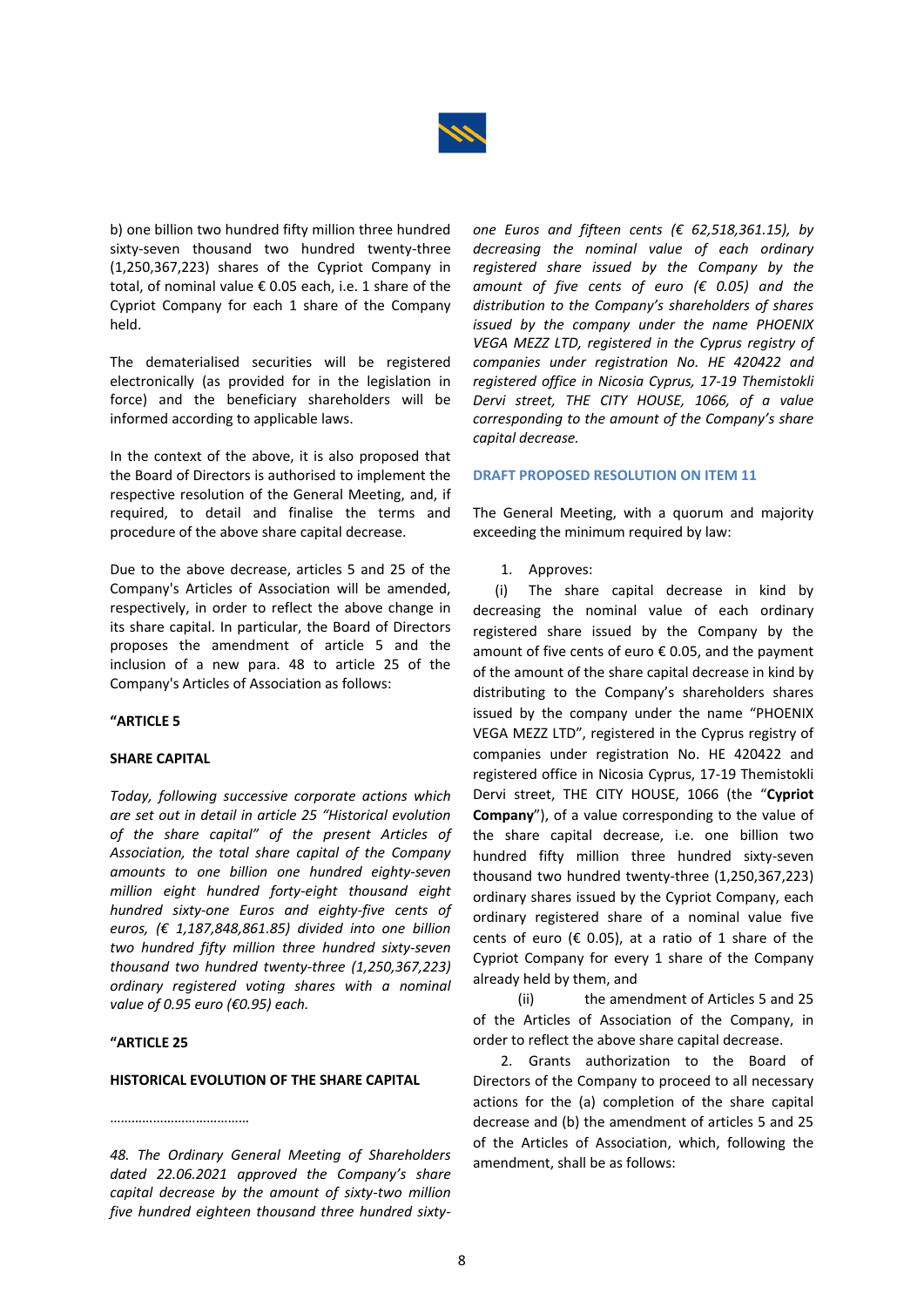b) one billion two hundred fifty million three hundred sixty-seven thousand two hundred twenty-three (1,250,367,223) shares of the Cypriot Company in total, of nominal value € 0.05 each, i.e. 1 share of the Cypriot Company for each 1 share of the Company held.

The dematerialised securities will be registered electronically (as provided for in the legislation in force) and the beneficiary shareholders will be informed according to applicable laws.

In the context of the above, it is also proposed that the Board of Directors is authorised to implement the respective resolution of the General Meeting, and, if required, to detail and finalise the terms and procedure of the above share capital decrease.

Due to the above decrease, articles 5 and 25 of the Company's Articles of Association will be amended, respectively, in order to reflect the above change in its share capital. In particular, the Board of Directors proposes the amendment of article 5 and the inclusion of a new para. 48 to article 25 of the Company's Articles of Association as follows:

**"ARTICLE 5**

**SHARE CAPITAL**

*Today, following successive corporate actions which are set out in detail in article 25 "Historical evolution of the share capital" of the present Articles of Association, the total share capital of the Company amounts to one billion one hundred eighty-seven million eight hundred forty-eight thousand eight hundred sixty-one Euros and eighty-five cents of euros, (€ 1,187,848,861.85) divided into one billion two hundred fifty million three hundred sixty-seven thousand two hundred twenty-three (1,250,367,223) ordinary registered voting shares with a nominal value of 0.95 euro (€0.95) each.*

**"ARTICLE 25**

**HISTORICAL EVOLUTION OF THE SHARE CAPITAL**

………………………………

*48. The Ordinary General Meeting of Shareholders dated 22.06.2021 approved the Company's share capital decrease by the amount of sixty-two million five hundred eighteen thousand three hundred sixty-one Euros and fifteen cents (€ 62,518,361.15), by decreasing the nominal value of each ordinary registered share issued by the Company by the amount of five cents of euro (€ 0.05) and the distribution to the Company's shareholders of shares issued by the company under the name PHOENIX VEGA MEZZ LTD, registered in the Cyprus registry of companies under registration No. HE 420422 and registered office in Nicosia Cyprus, 17-19 Themistokli Dervi street, THE CITY HOUSE, 1066, of a value corresponding to the amount of the Company's share capital decrease.*

**DRAFT PROPOSED RESOLUTION ON ITEM 11**

The General Meeting, with a quorum and majority exceeding the minimum required by law:

1. Approves:

(i) The share capital decrease in kind by decreasing the nominal value of each ordinary registered share issued by the Company by the amount of five cents of euro € 0.05, and the payment of the amount of the share capital decrease in kind by distributing to the Company's shareholders shares issued by the company under the name "PHOENIX VEGA MEZZ LTD", registered in the Cyprus registry of companies under registration No. HE 420422 and registered office in Nicosia Cyprus, 17-19 Themistokli Dervi street, THE CITY HOUSE, 1066 (the "**Cypriot Company**"), of a value corresponding to the value of the share capital decrease, i.e. one billion two hundred fifty million three hundred sixty-seven thousand two hundred twenty-three (1,250,367,223) ordinary shares issued by the Cypriot Company, each ordinary registered share of a nominal value five cents of euro (€ 0.05), at a ratio of 1 share of the Cypriot Company for every 1 share of the Company already held by them, and

(ii) the amendment of Articles 5 and 25 of the Articles of Association of the Company, in order to reflect the above share capital decrease.

2. Grants authorization to the Board of Directors of the Company to proceed to all necessary actions for the (a) completion of the share capital decrease and (b) the amendment of articles 5 and 25 of the Articles of Association, which, following the amendment, shall be as follows: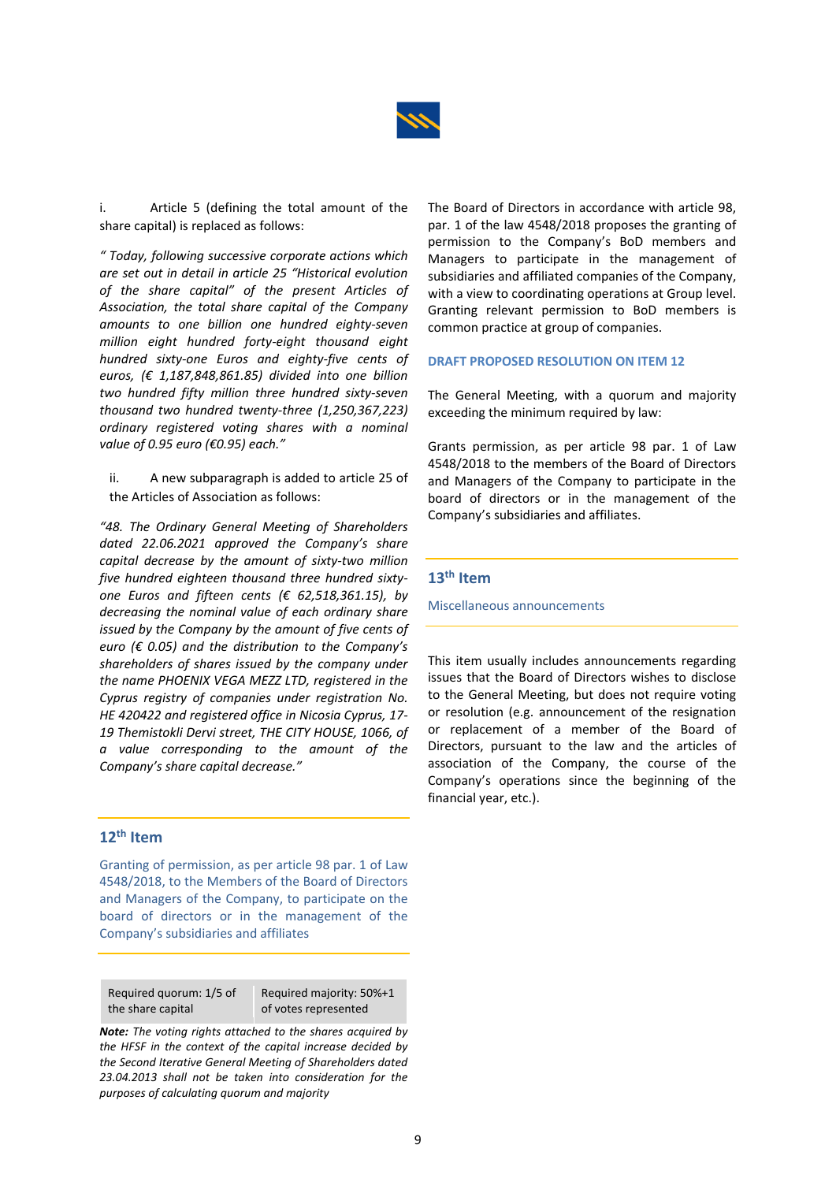i. Article 5 (defining the total amount of the share capital) is replaced as follows:

*" Today, following successive corporate actions which are set out in detail in article 25 "Historical evolution of the share capital" of the present Articles of Association, the total share capital of the Company amounts to one billion one hundred eighty-seven million eight hundred forty-eight thousand eight hundred sixty-one Euros and eighty-five cents of euros, (€ 1,187,848,861.85) divided into one billion two hundred fifty million three hundred sixty-seven thousand two hundred twenty-three (1,250,367,223) ordinary registered voting shares with a nominal value of 0.95 euro (€0.95) each."*

ii. A new subparagraph is added to article 25 of the Articles of Association as follows:

*"48. The Ordinary General Meeting of Shareholders dated 22.06.2021 approved the Company's share capital decrease by the amount of sixty-two million five hundred eighteen thousand three hundred sixty-one Euros and fifteen cents (€ 62,518,361.15), by decreasing the nominal value of each ordinary share issued by the Company by the amount of five cents of euro (€ 0.05) and the distribution to the Company's shareholders of shares issued by the company under the name PHOENIX VEGA MEZZ LTD, registered in the Cyprus registry of companies under registration No. HE 420422 and registered office in Nicosia Cyprus, 17-19 Themistokli Dervi street, THE CITY HOUSE, 1066, of a value corresponding to the amount of the Company's share capital decrease."*

## 12th Item

Granting of permission, as per article 98 par. 1 of Law 4548/2018, to the Members of the Board of Directors and Managers of the Company, to participate on the board of directors or in the management of the Company's subsidiaries and affiliates

| Required quorum: 1/5 of the share capital | Required majority: 50%+1 of votes represented |
|---|---|

***Note:*** *The voting rights attached to the shares acquired by the HFSF in the context of the capital increase decided by the Second Iterative General Meeting of Shareholders dated 23.04.2013 shall not be taken into consideration for the purposes of calculating quorum and majority*

The Board of Directors in accordance with article 98, par. 1 of the law 4548/2018 proposes the granting of permission to the Company's BoD members and Managers to participate in the management of subsidiaries and affiliated companies of the Company, with a view to coordinating operations at Group level. Granting relevant permission to BoD members is common practice at group of companies.

### DRAFT PROPOSED RESOLUTION ON ITEM 12

The General Meeting, with a quorum and majority exceeding the minimum required by law:

Grants permission, as per article 98 par. 1 of Law 4548/2018 to the members of the Board of Directors and Managers of the Company to participate in the board of directors or in the management of the Company's subsidiaries and affiliates.

## 13th Item

Miscellaneous announcements

This item usually includes announcements regarding issues that the Board of Directors wishes to disclose to the General Meeting, but does not require voting or resolution (e.g. announcement of the resignation or replacement of a member of the Board of Directors, pursuant to the law and the articles of association of the Company, the course of the Company's operations since the beginning of the financial year, etc.).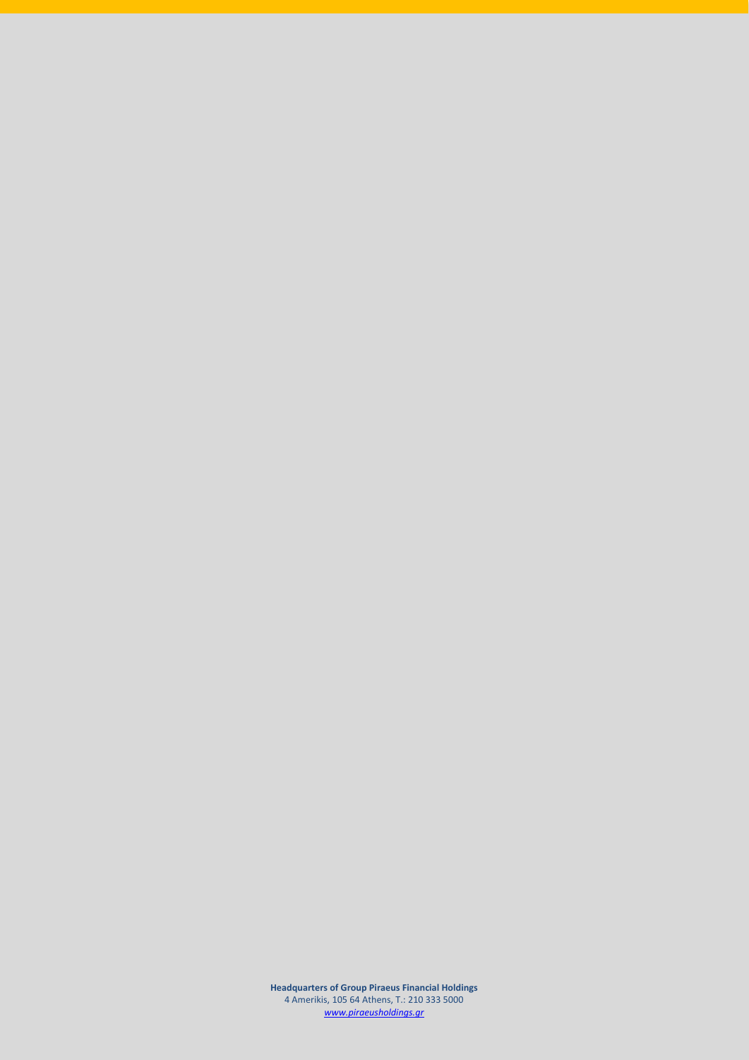**Headquarters of Group Piraeus Financial Holdings**
4 Amerikis, 105 64 Athens, T.: 210 333 5000
*www.piraeusholdings.gr*